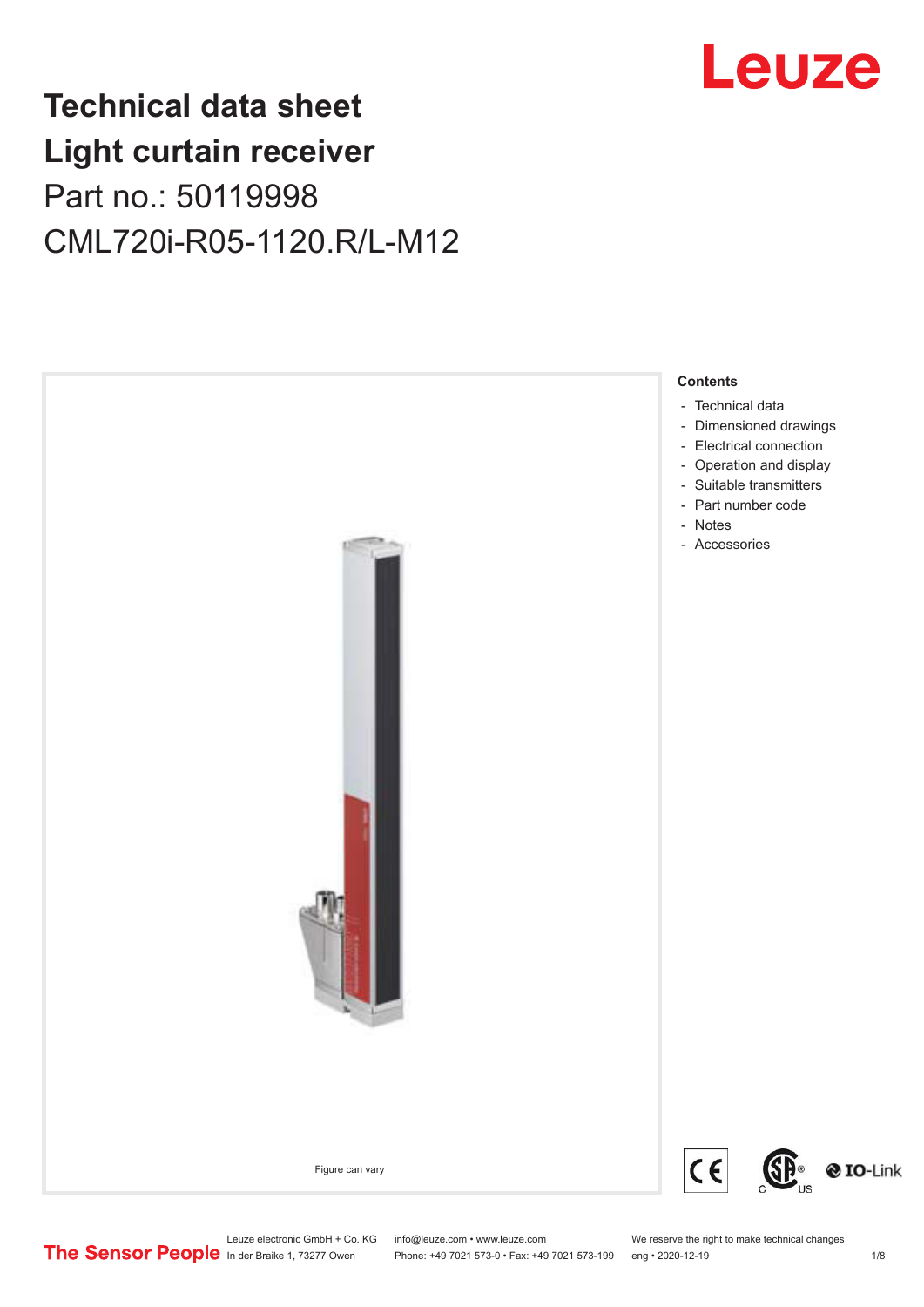# Technical data sheet
# Light curtain receiver
## Part no.: 50119998
## CML720i-R05-1120.R/L-M12

Figure can vary

**Contents**

- Technical data
- Dimensioned drawings
- Electrical connection
- Operation and display
- Suitable transmitters
- Part number code
- Notes
- Accessories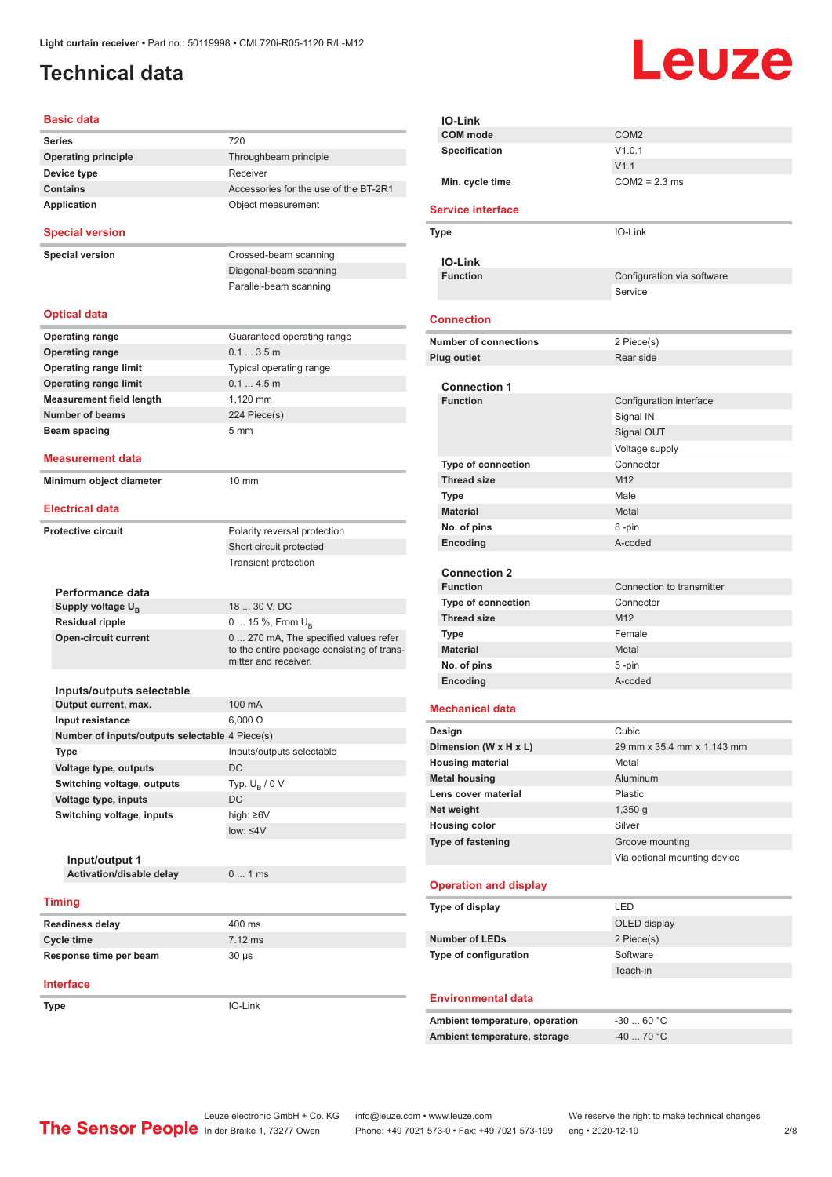Light curtain receiver • Part no.: 50119998 • CML720i-R05-1120.R/L-M12

# Technical data

## Basic data

| | |
|---|---|
| **Series** | 720 |
| **Operating principle** | Throughbeam principle |
| **Device type** | Receiver |
| **Contains** | Accessories for the use of the BT-2R1 |
| **Application** | Object measurement |

## Special version

| | |
|---|---|
| **Special version** | Crossed-beam scanning |
| | Diagonal-beam scanning |
| | Parallel-beam scanning |

## Optical data

| | |
|---|---|
| **Operating range** | Guaranteed operating range |
| **Operating range** | 0.1 ... 3.5 m |
| **Operating range limit** | Typical operating range |
| **Operating range limit** | 0.1 ... 4.5 m |
| **Measurement field length** | 1,120 mm |
| **Number of beams** | 224 Piece(s) |
| **Beam spacing** | 5 mm |

## Measurement data

| | |
|---|---|
| **Minimum object diameter** | 10 mm |

## Electrical data

| | |
|---|---|
| **Protective circuit** | Polarity reversal protection |
| | Short circuit protected |
| | Transient protection |

### Performance data

| | |
|---|---|
| **Supply voltage $U_B$** | 18 ... 30 V, DC |
| **Residual ripple** | 0 ... 15 %, From $U_B$ |
| **Open-circuit current** | 0 ... 270 mA, The specified values refer to the entire package consisting of transmitter and receiver. |

### Inputs/outputs selectable

| | |
|---|---|
| **Output current, max.** | 100 mA |
| **Input resistance** | 6,000 Ω |
| **Number of inputs/outputs selectable** | 4 Piece(s) |
| **Type** | Inputs/outputs selectable |
| **Voltage type, outputs** | DC |
| **Switching voltage, outputs** | Typ. $U_B$ / 0 V |
| **Voltage type, inputs** | DC |
| **Switching voltage, inputs** | high: ≥6V |
| | low: ≤4V |

#### Input/output 1

| | |
|---|---|
| **Activation/disable delay** | 0 ... 1 ms |

## Timing

| | |
|---|---|
| **Readiness delay** | 400 ms |
| **Cycle time** | 7.12 ms |
| **Response time per beam** | 30 µs |

## Interface

| | |
|---|---|
| **Type** | IO-Link |

### IO-Link

| | |
|---|---|
| **COM mode** | COM2 |
| **Specification** | V1.0.1 |
| | V1.1 |
| **Min. cycle time** | COM2 = 2.3 ms |

## Service interface

| | |
|---|---|
| **Type** | IO-Link |

### IO-Link

| | |
|---|---|
| **Function** | Configuration via software |
| | Service |

## Connection

| | |
|---|---|
| **Number of connections** | 2 Piece(s) |
| **Plug outlet** | Rear side |

### Connection 1

| | |
|---|---|
| **Function** | Configuration interface |
| | Signal IN |
| | Signal OUT |
| | Voltage supply |
| **Type of connection** | Connector |
| **Thread size** | M12 |
| **Type** | Male |
| **Material** | Metal |
| **No. of pins** | 8 -pin |
| **Encoding** | A-coded |

### Connection 2

| | |
|---|---|
| **Function** | Connection to transmitter |
| **Type of connection** | Connector |
| **Thread size** | M12 |
| **Type** | Female |
| **Material** | Metal |
| **No. of pins** | 5 -pin |
| **Encoding** | A-coded |

## Mechanical data

| | |
|---|---|
| **Design** | Cubic |
| **Dimension (W x H x L)** | 29 mm x 35.4 mm x 1,143 mm |
| **Housing material** | Metal |
| **Metal housing** | Aluminum |
| **Lens cover material** | Plastic |
| **Net weight** | 1,350 g |
| **Housing color** | Silver |
| **Type of fastening** | Groove mounting |
| | Via optional mounting device |

## Operation and display

| | |
|---|---|
| **Type of display** | LED |
| | OLED display |
| **Number of LEDs** | 2 Piece(s) |
| **Type of configuration** | Software |
| | Teach-in |

## Environmental data

| | |
|---|---|
| **Ambient temperature, operation** | -30 ... 60 °C |
| **Ambient temperature, storage** | -40 ... 70 °C |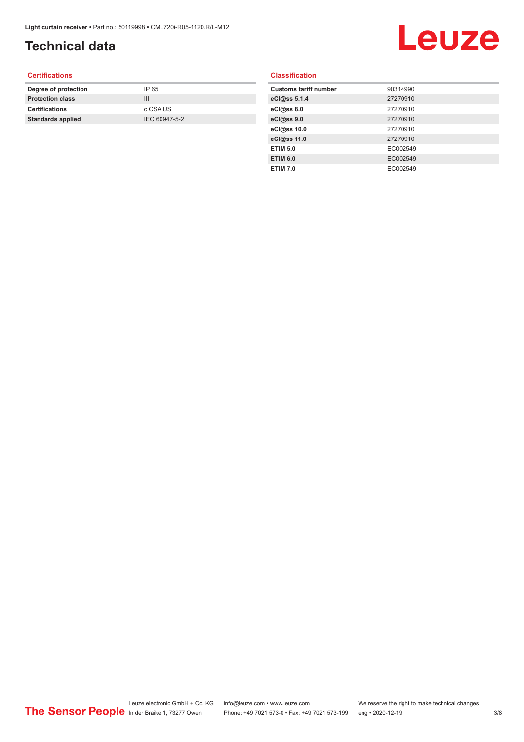# Technical data

## Certifications

| | |
|---|---|
| **Degree of protection** | IP 65 |
| **Protection class** | III |
| **Certifications** | c CSA US |
| **Standards applied** | IEC 60947-5-2 |

## Classification

| | |
|---|---|
| **Customs tariff number** | 90314990 |
| **eCl@ss 5.1.4** | 27270910 |
| **eCl@ss 8.0** | 27270910 |
| **eCl@ss 9.0** | 27270910 |
| **eCl@ss 10.0** | 27270910 |
| **eCl@ss 11.0** | 27270910 |
| **ETIM 5.0** | EC002549 |
| **ETIM 6.0** | EC002549 |
| **ETIM 7.0** | EC002549 |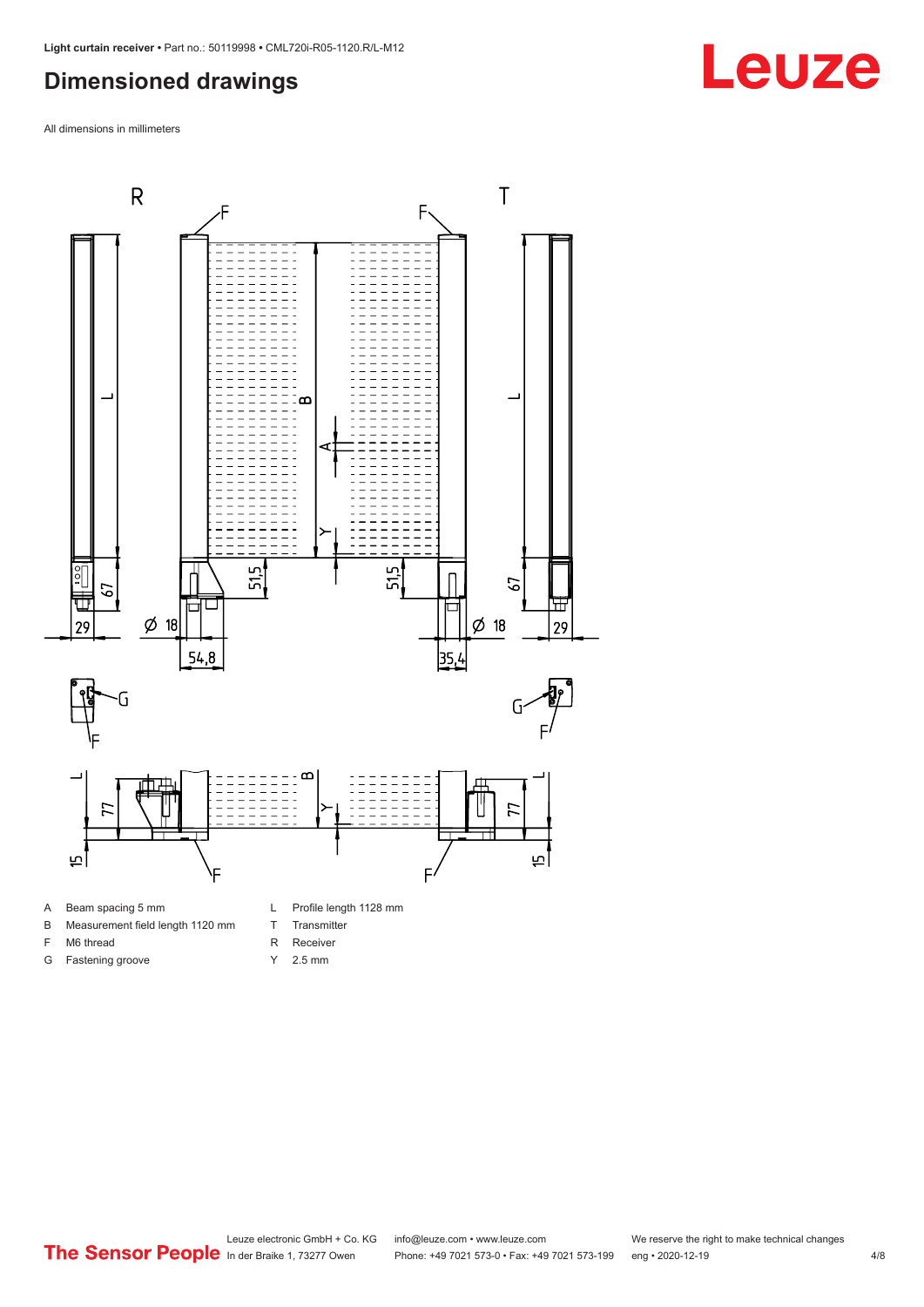## Dimensioned drawings

All dimensions in millimeters

A Beam spacing 5 mm

B Measurement field length 1120 mm

F M6 thread

G Fastening groove

L Profile length 1128 mm

T Transmitter

R Receiver

Y 2.5 mm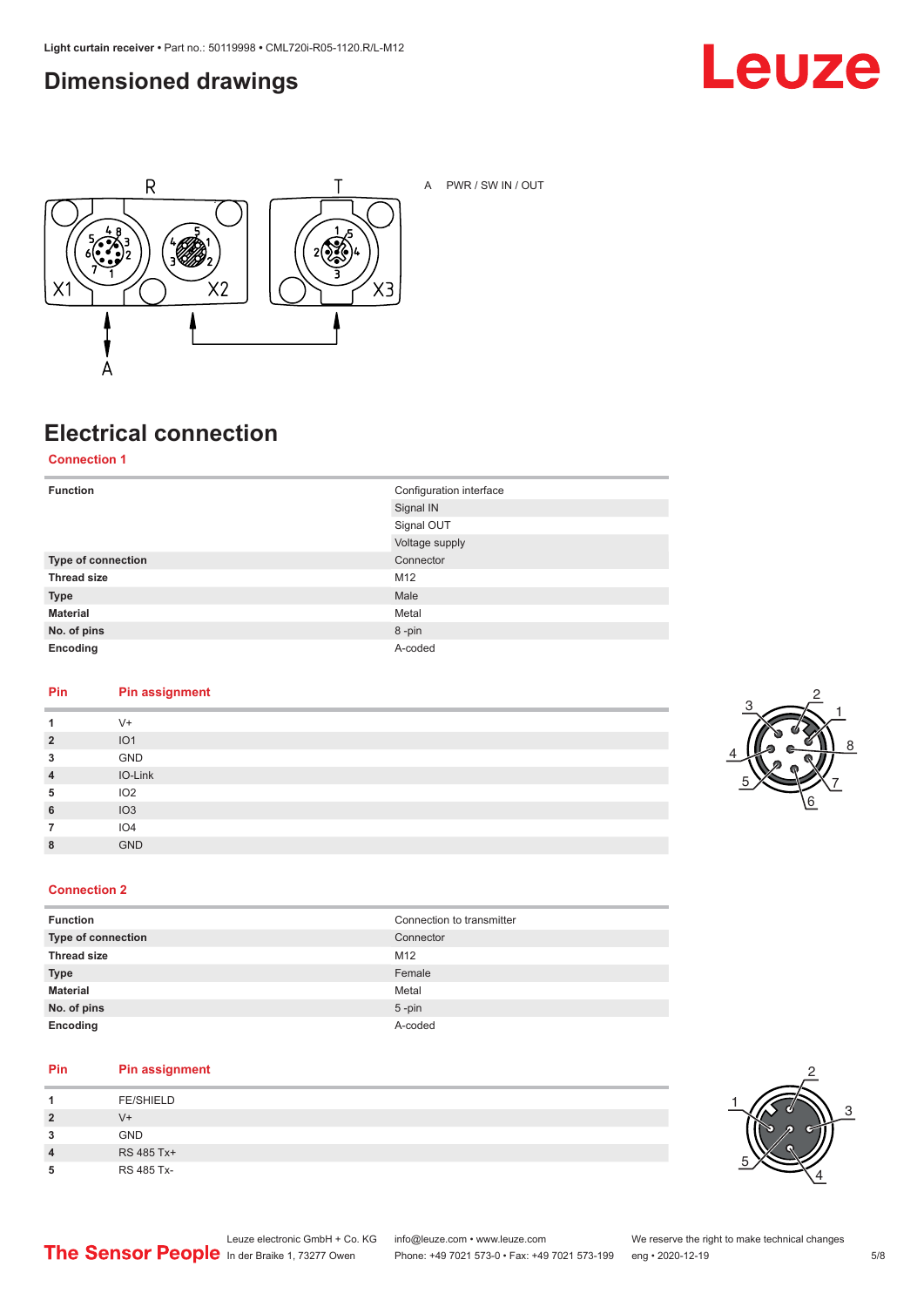## Dimensioned drawings

A PWR / SW IN / OUT

## Electrical connection

### Connection 1

| Function | Configuration interface |
|---|---|
| | Signal IN |
| | Signal OUT |
| | Voltage supply |
| Type of connection | Connector |
| Thread size | M12 |
| Type | Male |
| Material | Metal |
| No. of pins | 8 -pin |
| Encoding | A-coded |

| Pin | Pin assignment |
|---|---|
| 1 | V+ |
| 2 | IO1 |
| 3 | GND |
| 4 | IO-Link |
| 5 | IO2 |
| 6 | IO3 |
| 7 | IO4 |
| 8 | GND |

### Connection 2

| Function | Connection to transmitter |
|---|---|
| Type of connection | Connector |
| Thread size | M12 |
| Type | Female |
| Material | Metal |
| No. of pins | 5 -pin |
| Encoding | A-coded |

| Pin | Pin assignment |
|---|---|
| 1 | FE/SHIELD |
| 2 | V+ |
| 3 | GND |
| 4 | RS 485 Tx+ |
| 5 | RS 485 Tx- |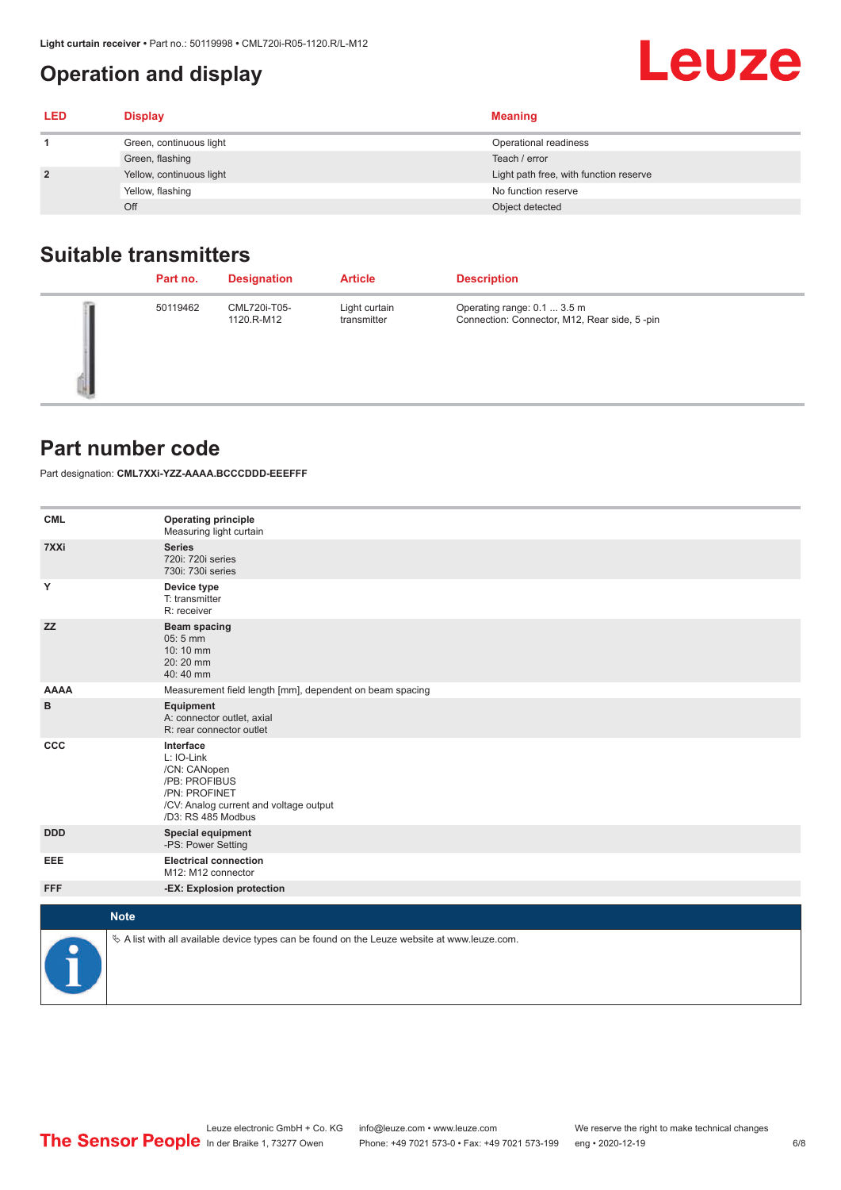# Operation and display

| LED | Display | Meaning |
|---|---|---|
| 1 | Green, continuous light | Operational readiness |
| | Green, flashing | Teach / error |
| 2 | Yellow, continuous light | Light path free, with function reserve |
| | Yellow, flashing | No function reserve |
| | Off | Object detected |

## Suitable transmitters

| | Part no. | Designation | Article | Description |
|---|---|---|---|---|
| | 50119462 | CML720i-T05-1120.R-M12 | Light curtain transmitter | Operating range: 0.1 ... 3.5 m<br>Connection: Connector, M12, Rear side, 5 -pin |

## Part number code

Part designation: **CML7XXi-YZZ-AAAA.BCCCDDD-EEEFFF**

| | |
|---|---|
| **CML** | **Operating principle**<br>Measuring light curtain |
| **7XXi** | **Series**<br>720i: 720i series<br>730i: 730i series |
| **Y** | **Device type**<br>T: transmitter<br>R: receiver |
| **ZZ** | **Beam spacing**<br>05: 5 mm<br>10: 10 mm<br>20: 20 mm<br>40: 40 mm |
| **AAAA** | Measurement field length [mm], dependent on beam spacing |
| **B** | **Equipment**<br>A: connector outlet, axial<br>R: rear connector outlet |
| **CCC** | **Interface**<br>L: IO-Link<br>/CN: CANopen<br>/PB: PROFIBUS<br>/PN: PROFINET<br>/CV: Analog current and voltage output<br>/D3: RS 485 Modbus |
| **DDD** | **Special equipment**<br>-PS: Power Setting |
| **EEE** | **Electrical connection**<br>M12: M12 connector |
| **FFF** | **-EX: Explosion protection** |

**Note**

↬ A list with all available device types can be found on the Leuze website at www.leuze.com.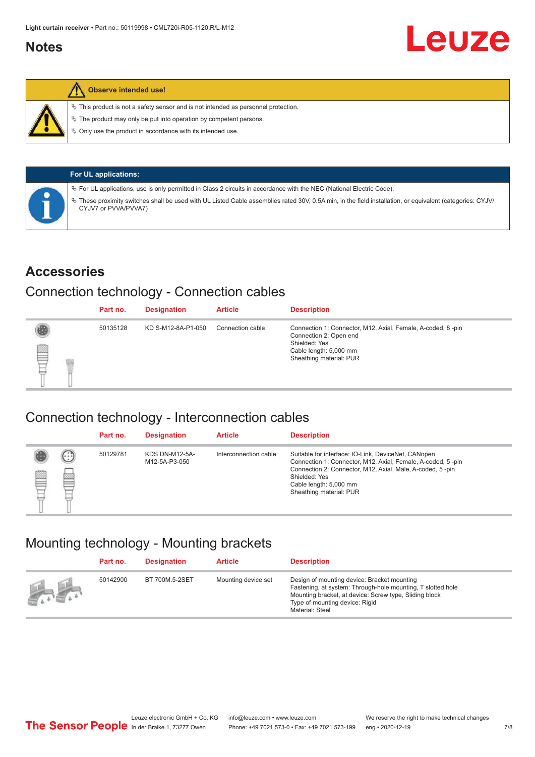## Notes

**Observe intended use!**

- ✎ This product is not a safety sensor and is not intended as personnel protection.
- ✎ The product may only be put into operation by competent persons.
- ✎ Only use the product in accordance with its intended use.

**For UL applications:**

- ✎ For UL applications, use is only permitted in Class 2 circuits in accordance with the NEC (National Electric Code).
- ✎ These proximity switches shall be used with UL Listed Cable assemblies rated 30V, 0.5A min, in the field installation, or equivalent (categories: CYJV/CYJV7 or PVVA/PVVA7)

## Accessories

### Connection technology - Connection cables

| Part no. | Designation | Article | Description |
|---|---|---|---|
| 50135128 | KD S-M12-8A-P1-050 | Connection cable | Connection 1: Connector, M12, Axial, Female, A-coded, 8 -pin<br>Connection 2: Open end<br>Shielded: Yes<br>Cable length: 5,000 mm<br>Sheathing material: PUR |

### Connection technology - Interconnection cables

| Part no. | Designation | Article | Description |
|---|---|---|---|
| 50129781 | KDS DN-M12-5A-M12-5A-P3-050 | Interconnection cable | Suitable for interface: IO-Link, DeviceNet, CANopen<br>Connection 1: Connector, M12, Axial, Female, A-coded, 5 -pin<br>Connection 2: Connector, M12, Axial, Male, A-coded, 5 -pin<br>Shielded: Yes<br>Cable length: 5,000 mm<br>Sheathing material: PUR |

### Mounting technology - Mounting brackets

| Part no. | Designation | Article | Description |
|---|---|---|---|
| 50142900 | BT 700M.5-2SET | Mounting device set | Design of mounting device: Bracket mounting<br>Fastening, at system: Through-hole mounting, T slotted hole<br>Mounting bracket, at device: Screw type, Sliding block<br>Type of mounting device: Rigid<br>Material: Steel |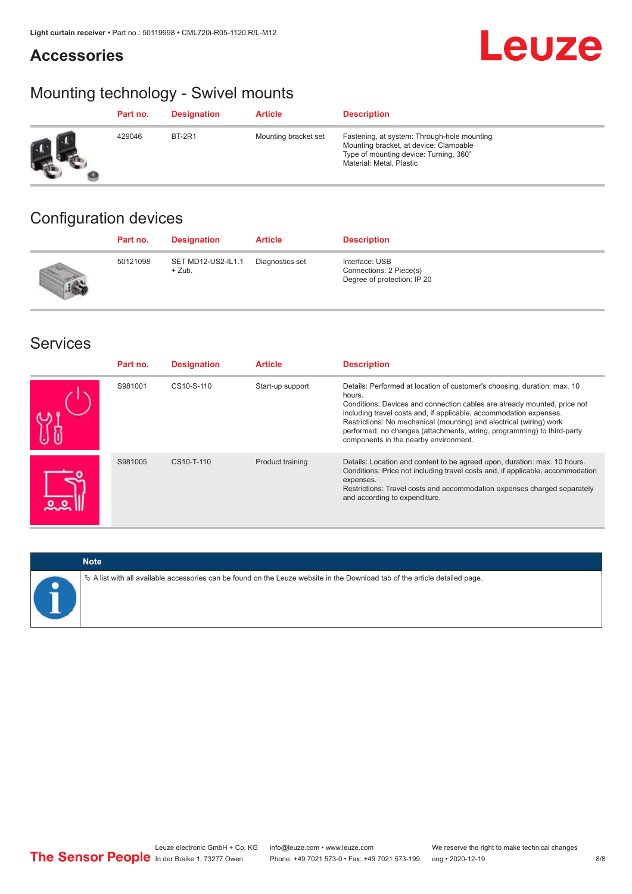## Accessories

### Mounting technology - Swivel mounts

| Part no. | Designation | Article | Description |
|---|---|---|---|
| 429046 | BT-2R1 | Mounting bracket set | Fastening, at system: Through-hole mounting<br>Mounting bracket, at device: Clampable<br>Type of mounting device: Turning, 360°<br>Material: Metal, Plastic |

### Configuration devices

| Part no. | Designation | Article | Description |
|---|---|---|---|
| 50121098 | SET MD12-US2-IL1.1 + Zub. | Diagnostics set | Interface: USB<br>Connections: 2 Piece(s)<br>Degree of protection: IP 20 |

### Services

| Part no. | Designation | Article | Description |
|---|---|---|---|
| S981001 | CS10-S-110 | Start-up support | Details: Performed at location of customer's choosing, duration: max. 10 hours.<br>Conditions: Devices and connection cables are already mounted, price not including travel costs and, if applicable, accommodation expenses.<br>Restrictions: No mechanical (mounting) and electrical (wiring) work performed, no changes (attachments, wiring, programming) to third-party components in the nearby environment. |
| S981005 | CS10-T-110 | Product training | Details: Location and content to be agreed upon, duration: max. 10 hours.<br>Conditions: Price not including travel costs and, if applicable, accommodation expenses.<br>Restrictions: Travel costs and accommodation expenses charged separately and according to expenditure. |

**Note**

✎ A list with all available accessories can be found on the Leuze website in the Download tab of the article detailed page.